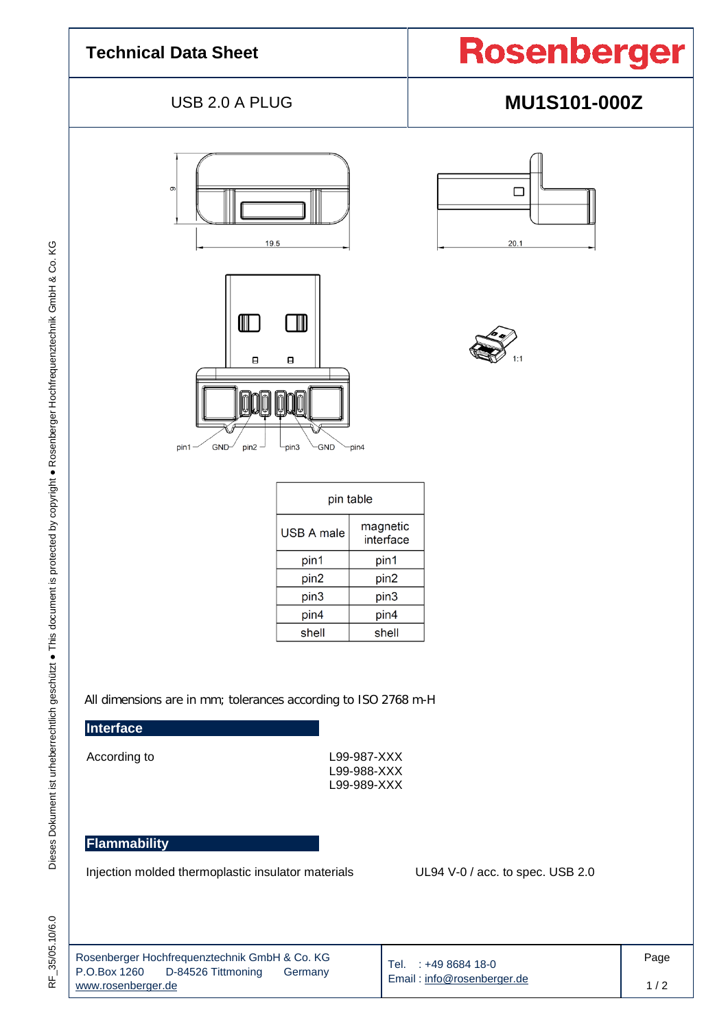# Technical Data Sheet

**Rosenberger**

USB 2.0 A PLUG

**MU1S101-000Z**

| pin table | |
|---|---|
| USB A male | magnetic interface |
| pin1 | pin1 |
| pin2 | pin2 |
| pin3 | pin3 |
| pin4 | pin4 |
| shell | shell |

All dimensions are in mm; tolerances according to ISO 2768 m-H

## Interface

According to

L99-987-XXX
L99-988-XXX
L99-989-XXX

## Flammability

Injection molded thermoplastic insulator materials — UL94 V-0 / acc. to spec. USB 2.0

Rosenberger Hochfrequenztechnik GmbH & Co. KG
P.O.Box 1260 D-84526 Tittmoning Germany
www.rosenberger.de

Tel. : +49 8684 18-0
Email : info@rosenberger.de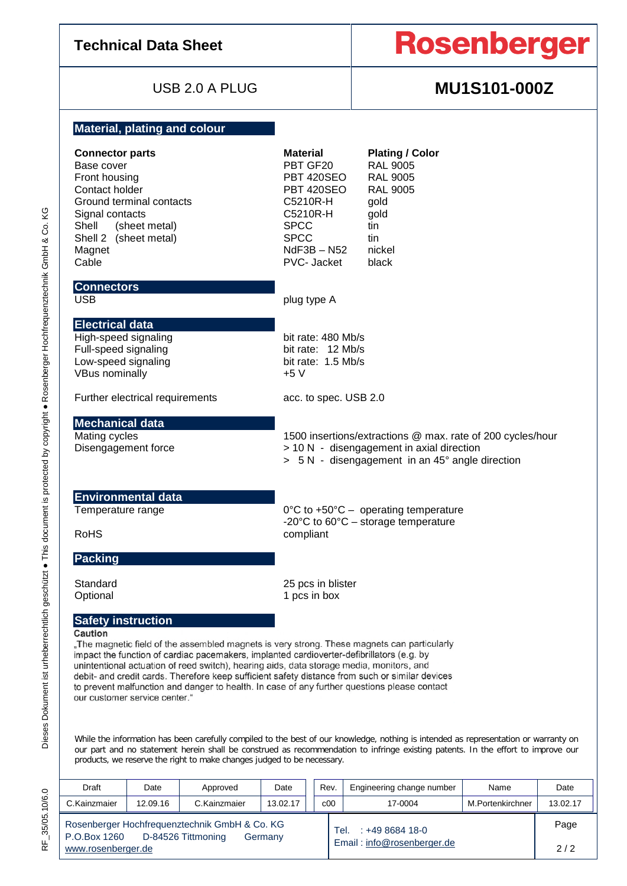# Technical Data Sheet

**Rosenberger**

USB 2.0 A PLUG

**MU1S101-000Z**

## Material, plating and colour

| **Connector parts** | **Material** | **Plating / Color** |
|---|---|---|
| Base cover | PBT GF20 | RAL 9005 |
| Front housing | PBT 420SEO | RAL 9005 |
| Contact holder | PBT 420SEO | RAL 9005 |
| Ground terminal contacts | C5210R-H | gold |
| Signal contacts | C5210R-H | gold |
| Shell (sheet metal) | SPCC | tin |
| Shell 2 (sheet metal) | SPCC | tin |
| Magnet | NdF3B – N52 | nickel |
| Cable | PVC- Jacket | black |

## Connectors

| | |
|---|---|
| USB | plug type A |

## Electrical data

| | |
|---|---|
| High-speed signaling | bit rate: 480 Mb/s |
| Full-speed signaling | bit rate: 12 Mb/s |
| Low-speed signaling | bit rate: 1.5 Mb/s |
| VBus nominally | +5 V |
| Further electrical requirements | acc. to spec. USB 2.0 |

## Mechanical data

| | |
|---|---|
| Mating cycles | 1500 insertions/extractions @ max. rate of 200 cycles/hour |
| Disengagement force | > 10 N - disengagement in axial direction<br>> 5 N - disengagement in an 45° angle direction |

## Environmental data

| | |
|---|---|
| Temperature range | 0°C to +50°C – operating temperature<br>-20°C to 60°C – storage temperature |
| RoHS | compliant |

## Packing

| | |
|---|---|
| Standard | 25 pcs in blister |
| Optional | 1 pcs in box |

## Safety instruction

**Caution**

„The magnetic field of the assembled magnets is very strong. These magnets can particularly impact the function of cardiac pacemakers, implanted cardioverter-defibrillators (e.g. by unintentional actuation of reed switch), hearing aids, data storage media, monitors, and debit- and credit cards. Therefore keep sufficient safety distance from such or similar devices to prevent malfunction and danger to health. In case of any further questions please contact our customer service center."

While the information has been carefully compiled to the best of our knowledge, nothing is intended as representation or warranty on our part and no statement herein shall be construed as recommendation to infringe existing patents. In the effort to improve our products, we reserve the right to make changes judged to be necessary.

| Draft | Date | Approved | Date | Rev. | Engineering change number | Name | Date |
|---|---|---|---|---|---|---|---|
| C.Kainzmaier | 12.09.16 | C.Kainzmaier | 13.02.17 | c00 | 17-0004 | M.Portenkirchner | 13.02.17 |

Rosenberger Hochfrequenztechnik GmbH & Co. KG
P.O.Box 1260 D-84526 Tittmoning Germany
www.rosenberger.de

Tel. : +49 8684 18-0
Email : info@rosenberger.de